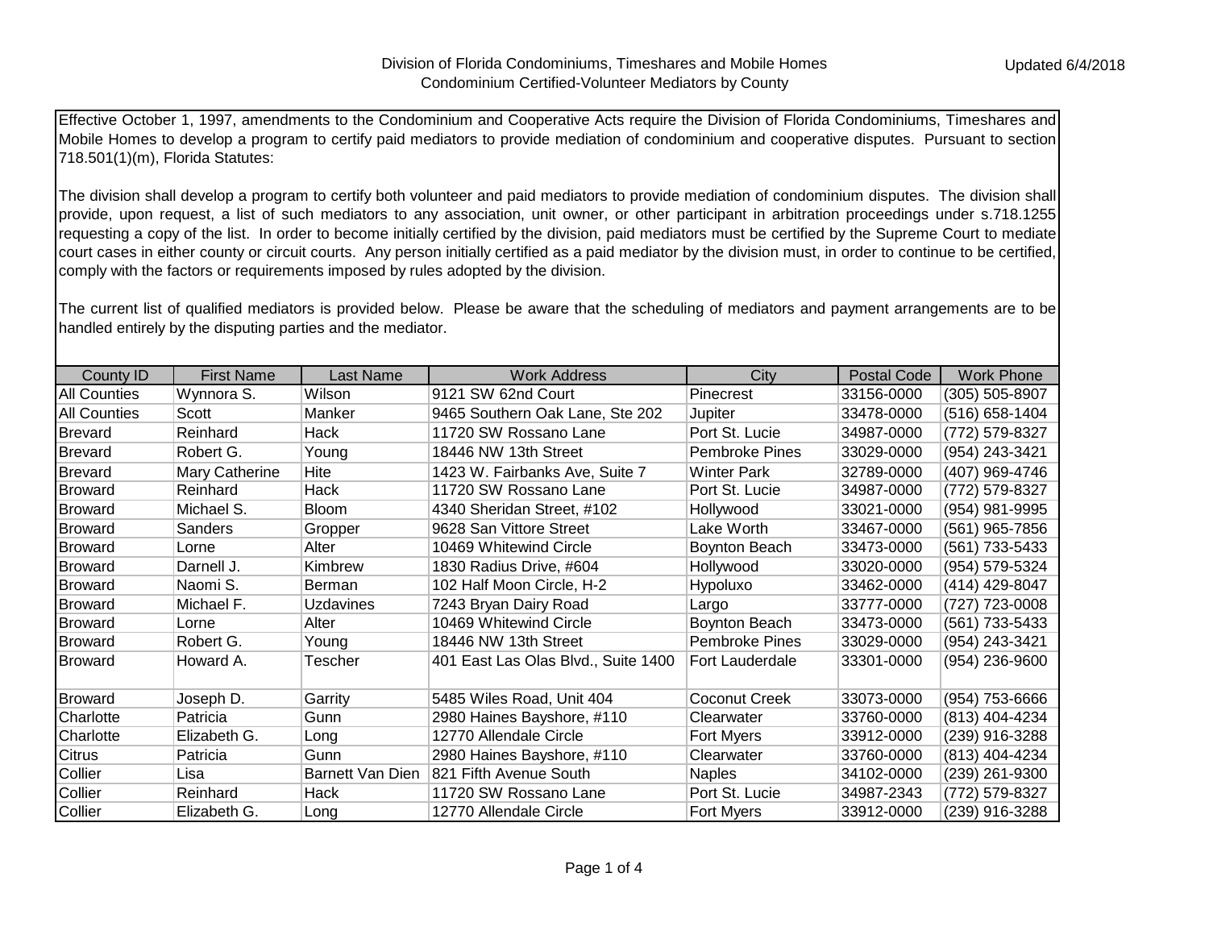Division of Florida Condominiums, Timeshares and Mobile Homes
Condominium Certified-Volunteer Mediators by County

Updated 6/4/2018

Effective October 1, 1997, amendments to the Condominium and Cooperative Acts require the Division of Florida Condominiums, Timeshares and Mobile Homes to develop a program to certify paid mediators to provide mediation of condominium and cooperative disputes. Pursuant to section 718.501(1)(m), Florida Statutes:

The division shall develop a program to certify both volunteer and paid mediators to provide mediation of condominium disputes. The division shall provide, upon request, a list of such mediators to any association, unit owner, or other participant in arbitration proceedings under s.718.1255 requesting a copy of the list. In order to become initially certified by the division, paid mediators must be certified by the Supreme Court to mediate court cases in either county or circuit courts. Any person initially certified as a paid mediator by the division must, in order to continue to be certified, comply with the factors or requirements imposed by rules adopted by the division.

The current list of qualified mediators is provided below. Please be aware that the scheduling of mediators and payment arrangements are to be handled entirely by the disputing parties and the mediator.

| County ID | First Name | Last Name | Work Address | City | Postal Code | Work Phone |
|---|---|---|---|---|---|---|
| All Counties | Wynnora S. | Wilson | 9121 SW 62nd Court | Pinecrest | 33156-0000 | (305) 505-8907 |
| All Counties | Scott | Manker | 9465 Southern Oak Lane, Ste 202 | Jupiter | 33478-0000 | (516) 658-1404 |
| Brevard | Reinhard | Hack | 11720 SW Rossano Lane | Port St. Lucie | 34987-0000 | (772) 579-8327 |
| Brevard | Robert G. | Young | 18446 NW 13th Street | Pembroke Pines | 33029-0000 | (954) 243-3421 |
| Brevard | Mary Catherine | Hite | 1423 W. Fairbanks Ave, Suite 7 | Winter Park | 32789-0000 | (407) 969-4746 |
| Broward | Reinhard | Hack | 11720 SW Rossano Lane | Port St. Lucie | 34987-0000 | (772) 579-8327 |
| Broward | Michael S. | Bloom | 4340 Sheridan Street, #102 | Hollywood | 33021-0000 | (954) 981-9995 |
| Broward | Sanders | Gropper | 9628 San Vittore Street | Lake Worth | 33467-0000 | (561) 965-7856 |
| Broward | Lorne | Alter | 10469 Whitewind Circle | Boynton Beach | 33473-0000 | (561) 733-5433 |
| Broward | Darnell J. | Kimbrew | 1830 Radius Drive, #604 | Hollywood | 33020-0000 | (954) 579-5324 |
| Broward | Naomi S. | Berman | 102 Half Moon Circle, H-2 | Hypoluxo | 33462-0000 | (414) 429-8047 |
| Broward | Michael F. | Uzdavines | 7243 Bryan Dairy Road | Largo | 33777-0000 | (727) 723-0008 |
| Broward | Lorne | Alter | 10469 Whitewind Circle | Boynton Beach | 33473-0000 | (561) 733-5433 |
| Broward | Robert G. | Young | 18446 NW 13th Street | Pembroke Pines | 33029-0000 | (954) 243-3421 |
| Broward | Howard A. | Tescher | 401 East Las Olas Blvd., Suite 1400 | Fort Lauderdale | 33301-0000 | (954) 236-9600 |
| Broward | Joseph D. | Garrity | 5485 Wiles Road, Unit 404 | Coconut Creek | 33073-0000 | (954) 753-6666 |
| Charlotte | Patricia | Gunn | 2980 Haines Bayshore, #110 | Clearwater | 33760-0000 | (813) 404-4234 |
| Charlotte | Elizabeth G. | Long | 12770 Allendale Circle | Fort Myers | 33912-0000 | (239) 916-3288 |
| Citrus | Patricia | Gunn | 2980 Haines Bayshore, #110 | Clearwater | 33760-0000 | (813) 404-4234 |
| Collier | Lisa | Barnett Van Dien | 821 Fifth Avenue South | Naples | 34102-0000 | (239) 261-9300 |
| Collier | Reinhard | Hack | 11720 SW Rossano Lane | Port St. Lucie | 34987-2343 | (772) 579-8327 |
| Collier | Elizabeth G. | Long | 12770 Allendale Circle | Fort Myers | 33912-0000 | (239) 916-3288 |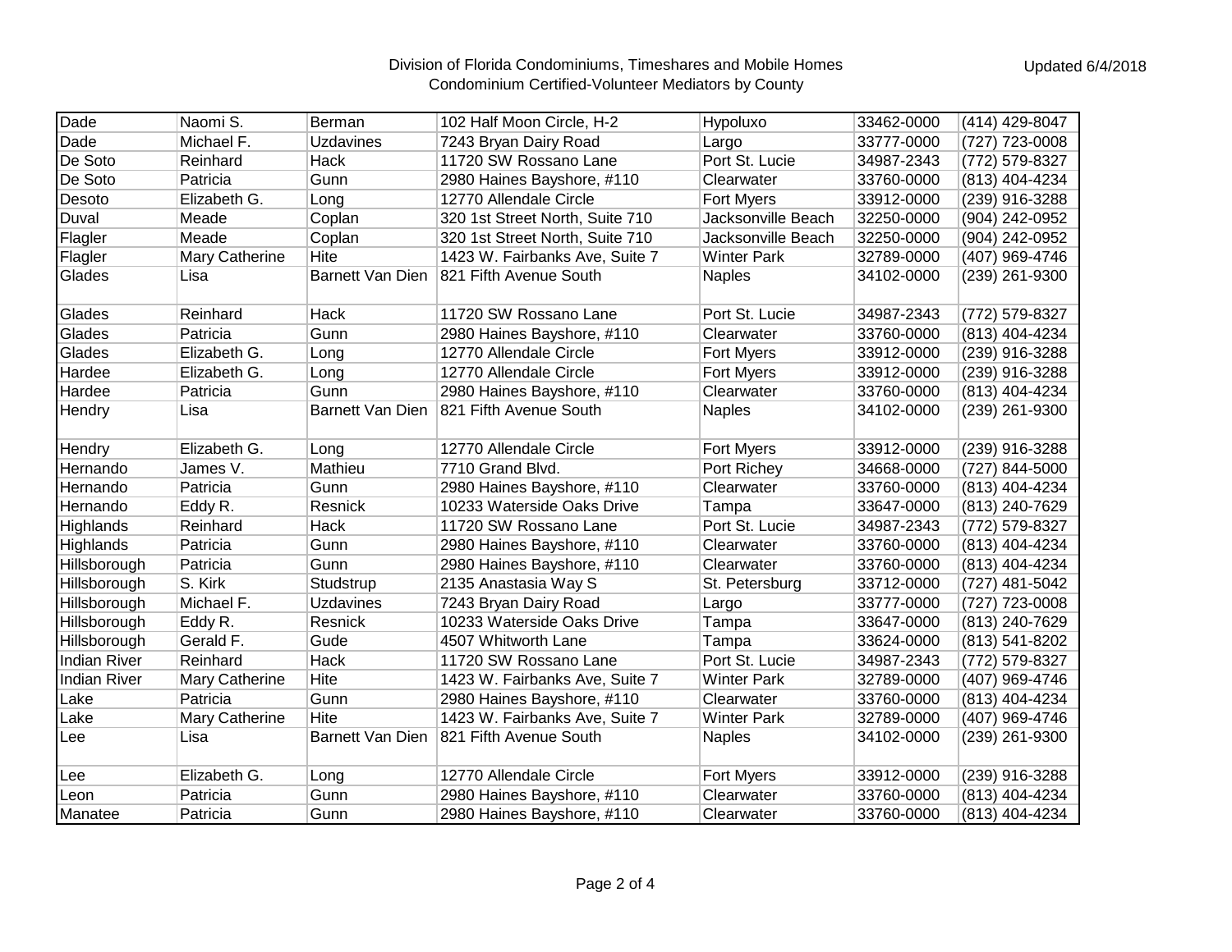Division of Florida Condominiums, Timeshares and Mobile Homes
Condominium Certified-Volunteer Mediators by County

Updated 6/4/2018

| | | | | | | |
|---|---|---|---|---|---|---|
| Dade | Naomi S. | Berman | 102 Half Moon Circle, H-2 | Hypoluxo | 33462-0000 | (414) 429-8047 |
| Dade | Michael F. | Uzdavines | 7243 Bryan Dairy Road | Largo | 33777-0000 | (727) 723-0008 |
| De Soto | Reinhard | Hack | 11720 SW Rossano Lane | Port St. Lucie | 34987-2343 | (772) 579-8327 |
| De Soto | Patricia | Gunn | 2980 Haines Bayshore, #110 | Clearwater | 33760-0000 | (813) 404-4234 |
| Desoto | Elizabeth G. | Long | 12770 Allendale Circle | Fort Myers | 33912-0000 | (239) 916-3288 |
| Duval | Meade | Coplan | 320 1st Street North, Suite 710 | Jacksonville Beach | 32250-0000 | (904) 242-0952 |
| Flagler | Meade | Coplan | 320 1st Street North, Suite 710 | Jacksonville Beach | 32250-0000 | (904) 242-0952 |
| Flagler | Mary Catherine | Hite | 1423 W. Fairbanks Ave, Suite 7 | Winter Park | 32789-0000 | (407) 969-4746 |
| Glades | Lisa | Barnett Van Dien | 821 Fifth Avenue South | Naples | 34102-0000 | (239) 261-9300 |
| Glades | Reinhard | Hack | 11720 SW Rossano Lane | Port St. Lucie | 34987-2343 | (772) 579-8327 |
| Glades | Patricia | Gunn | 2980 Haines Bayshore, #110 | Clearwater | 33760-0000 | (813) 404-4234 |
| Glades | Elizabeth G. | Long | 12770 Allendale Circle | Fort Myers | 33912-0000 | (239) 916-3288 |
| Hardee | Elizabeth G. | Long | 12770 Allendale Circle | Fort Myers | 33912-0000 | (239) 916-3288 |
| Hardee | Patricia | Gunn | 2980 Haines Bayshore, #110 | Clearwater | 33760-0000 | (813) 404-4234 |
| Hendry | Lisa | Barnett Van Dien | 821 Fifth Avenue South | Naples | 34102-0000 | (239) 261-9300 |
| Hendry | Elizabeth G. | Long | 12770 Allendale Circle | Fort Myers | 33912-0000 | (239) 916-3288 |
| Hernando | James V. | Mathieu | 7710 Grand Blvd. | Port Richey | 34668-0000 | (727) 844-5000 |
| Hernando | Patricia | Gunn | 2980 Haines Bayshore, #110 | Clearwater | 33760-0000 | (813) 404-4234 |
| Hernando | Eddy R. | Resnick | 10233 Waterside Oaks Drive | Tampa | 33647-0000 | (813) 240-7629 |
| Highlands | Reinhard | Hack | 11720 SW Rossano Lane | Port St. Lucie | 34987-2343 | (772) 579-8327 |
| Highlands | Patricia | Gunn | 2980 Haines Bayshore, #110 | Clearwater | 33760-0000 | (813) 404-4234 |
| Hillsborough | Patricia | Gunn | 2980 Haines Bayshore, #110 | Clearwater | 33760-0000 | (813) 404-4234 |
| Hillsborough | S. Kirk | Studstrup | 2135 Anastasia Way S | St. Petersburg | 33712-0000 | (727) 481-5042 |
| Hillsborough | Michael F. | Uzdavines | 7243 Bryan Dairy Road | Largo | 33777-0000 | (727) 723-0008 |
| Hillsborough | Eddy R. | Resnick | 10233 Waterside Oaks Drive | Tampa | 33647-0000 | (813) 240-7629 |
| Hillsborough | Gerald F. | Gude | 4507 Whitworth Lane | Tampa | 33624-0000 | (813) 541-8202 |
| Indian River | Reinhard | Hack | 11720 SW Rossano Lane | Port St. Lucie | 34987-2343 | (772) 579-8327 |
| Indian River | Mary Catherine | Hite | 1423 W. Fairbanks Ave, Suite 7 | Winter Park | 32789-0000 | (407) 969-4746 |
| Lake | Patricia | Gunn | 2980 Haines Bayshore, #110 | Clearwater | 33760-0000 | (813) 404-4234 |
| Lake | Mary Catherine | Hite | 1423 W. Fairbanks Ave, Suite 7 | Winter Park | 32789-0000 | (407) 969-4746 |
| Lee | Lisa | Barnett Van Dien | 821 Fifth Avenue South | Naples | 34102-0000 | (239) 261-9300 |
| Lee | Elizabeth G. | Long | 12770 Allendale Circle | Fort Myers | 33912-0000 | (239) 916-3288 |
| Leon | Patricia | Gunn | 2980 Haines Bayshore, #110 | Clearwater | 33760-0000 | (813) 404-4234 |
| Manatee | Patricia | Gunn | 2980 Haines Bayshore, #110 | Clearwater | 33760-0000 | (813) 404-4234 |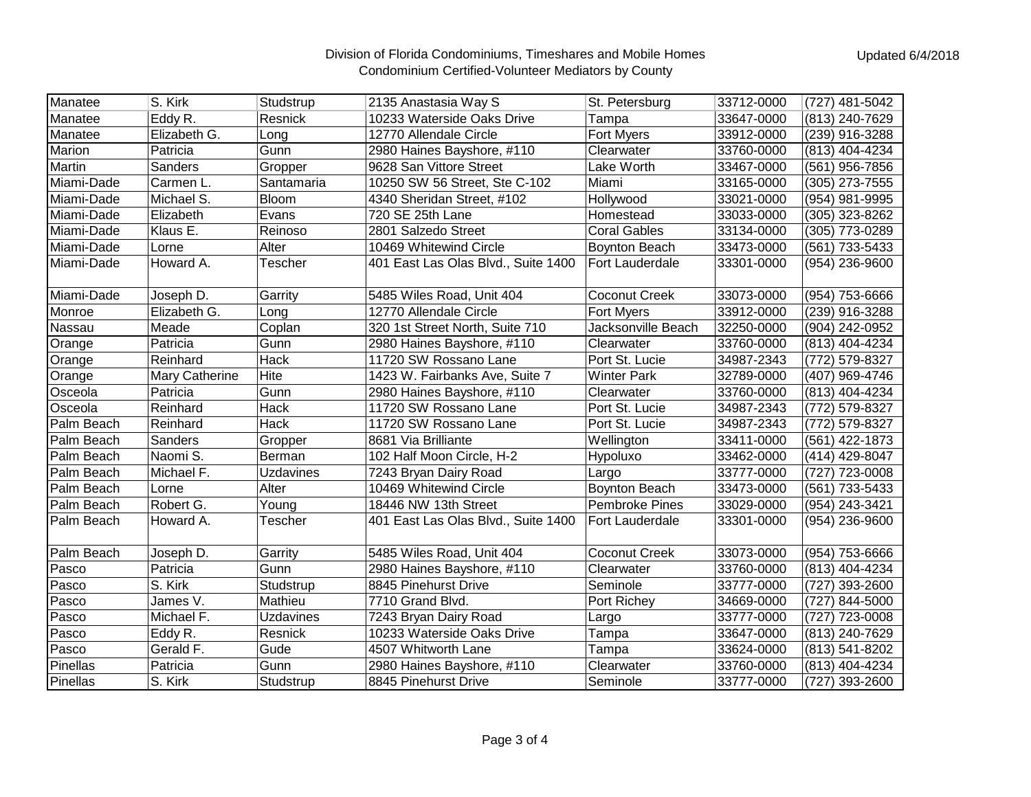Division of Florida Condominiums, Timeshares and Mobile Homes
Condominium Certified-Volunteer Mediators by County

Updated 6/4/2018

| | | | | | | |
|---|---|---|---|---|---|---|
| Manatee | S. Kirk | Studstrup | 2135 Anastasia Way S | St. Petersburg | 33712-0000 | (727) 481-5042 |
| Manatee | Eddy R. | Resnick | 10233 Waterside Oaks Drive | Tampa | 33647-0000 | (813) 240-7629 |
| Manatee | Elizabeth G. | Long | 12770 Allendale Circle | Fort Myers | 33912-0000 | (239) 916-3288 |
| Marion | Patricia | Gunn | 2980 Haines Bayshore, #110 | Clearwater | 33760-0000 | (813) 404-4234 |
| Martin | Sanders | Gropper | 9628 San Vittore Street | Lake Worth | 33467-0000 | (561) 956-7856 |
| Miami-Dade | Carmen L. | Santamaria | 10250 SW 56 Street, Ste C-102 | Miami | 33165-0000 | (305) 273-7555 |
| Miami-Dade | Michael S. | Bloom | 4340 Sheridan Street, #102 | Hollywood | 33021-0000 | (954) 981-9995 |
| Miami-Dade | Elizabeth | Evans | 720 SE 25th Lane | Homestead | 33033-0000 | (305) 323-8262 |
| Miami-Dade | Klaus E. | Reinoso | 2801 Salzedo Street | Coral Gables | 33134-0000 | (305) 773-0289 |
| Miami-Dade | Lorne | Alter | 10469 Whitewind Circle | Boynton Beach | 33473-0000 | (561) 733-5433 |
| Miami-Dade | Howard A. | Tescher | 401 East Las Olas Blvd., Suite 1400 | Fort Lauderdale | 33301-0000 | (954) 236-9600 |
| Miami-Dade | Joseph D. | Garrity | 5485 Wiles Road, Unit 404 | Coconut Creek | 33073-0000 | (954) 753-6666 |
| Monroe | Elizabeth G. | Long | 12770 Allendale Circle | Fort Myers | 33912-0000 | (239) 916-3288 |
| Nassau | Meade | Coplan | 320 1st Street North, Suite 710 | Jacksonville Beach | 32250-0000 | (904) 242-0952 |
| Orange | Patricia | Gunn | 2980 Haines Bayshore, #110 | Clearwater | 33760-0000 | (813) 404-4234 |
| Orange | Reinhard | Hack | 11720 SW Rossano Lane | Port St. Lucie | 34987-2343 | (772) 579-8327 |
| Orange | Mary Catherine | Hite | 1423 W. Fairbanks Ave, Suite 7 | Winter Park | 32789-0000 | (407) 969-4746 |
| Osceola | Patricia | Gunn | 2980 Haines Bayshore, #110 | Clearwater | 33760-0000 | (813) 404-4234 |
| Osceola | Reinhard | Hack | 11720 SW Rossano Lane | Port St. Lucie | 34987-2343 | (772) 579-8327 |
| Palm Beach | Reinhard | Hack | 11720 SW Rossano Lane | Port St. Lucie | 34987-2343 | (772) 579-8327 |
| Palm Beach | Sanders | Gropper | 8681 Via Brilliante | Wellington | 33411-0000 | (561) 422-1873 |
| Palm Beach | Naomi S. | Berman | 102 Half Moon Circle, H-2 | Hypoluxo | 33462-0000 | (414) 429-8047 |
| Palm Beach | Michael F. | Uzdavines | 7243 Bryan Dairy Road | Largo | 33777-0000 | (727) 723-0008 |
| Palm Beach | Lorne | Alter | 10469 Whitewind Circle | Boynton Beach | 33473-0000 | (561) 733-5433 |
| Palm Beach | Robert G. | Young | 18446 NW 13th Street | Pembroke Pines | 33029-0000 | (954) 243-3421 |
| Palm Beach | Howard A. | Tescher | 401 East Las Olas Blvd., Suite 1400 | Fort Lauderdale | 33301-0000 | (954) 236-9600 |
| Palm Beach | Joseph D. | Garrity | 5485 Wiles Road, Unit 404 | Coconut Creek | 33073-0000 | (954) 753-6666 |
| Pasco | Patricia | Gunn | 2980 Haines Bayshore, #110 | Clearwater | 33760-0000 | (813) 404-4234 |
| Pasco | S. Kirk | Studstrup | 8845 Pinehurst Drive | Seminole | 33777-0000 | (727) 393-2600 |
| Pasco | James V. | Mathieu | 7710 Grand Blvd. | Port Richey | 34669-0000 | (727) 844-5000 |
| Pasco | Michael F. | Uzdavines | 7243 Bryan Dairy Road | Largo | 33777-0000 | (727) 723-0008 |
| Pasco | Eddy R. | Resnick | 10233 Waterside Oaks Drive | Tampa | 33647-0000 | (813) 240-7629 |
| Pasco | Gerald F. | Gude | 4507 Whitworth Lane | Tampa | 33624-0000 | (813) 541-8202 |
| Pinellas | Patricia | Gunn | 2980 Haines Bayshore, #110 | Clearwater | 33760-0000 | (813) 404-4234 |
| Pinellas | S. Kirk | Studstrup | 8845 Pinehurst Drive | Seminole | 33777-0000 | (727) 393-2600 |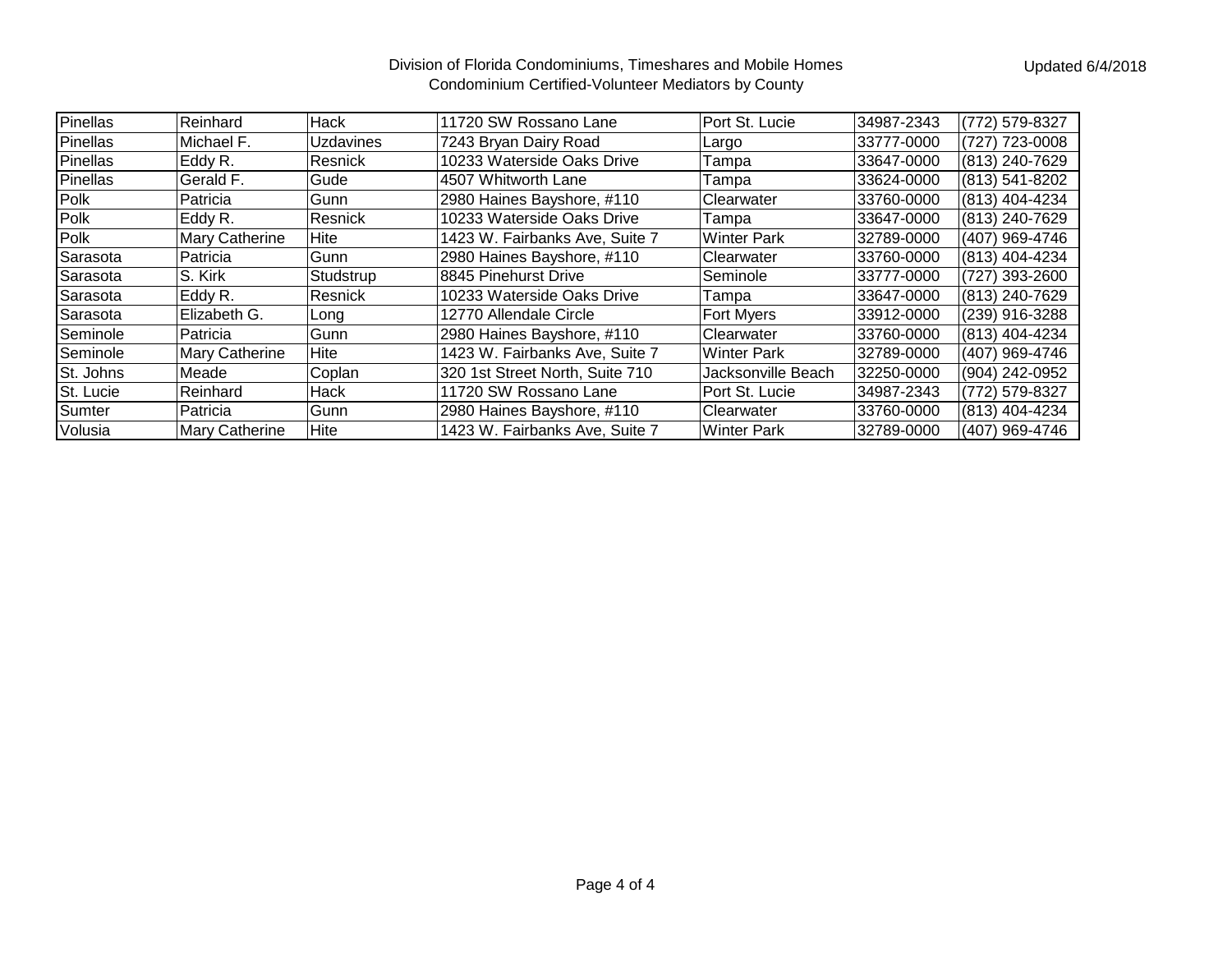Division of Florida Condominiums, Timeshares and Mobile Homes
Condominium Certified-Volunteer Mediators by County

Updated 6/4/2018

| | | | | | | |
|---|---|---|---|---|---|---|
| Pinellas | Reinhard | Hack | 11720 SW Rossano Lane | Port St. Lucie | 34987-2343 | (772) 579-8327 |
| Pinellas | Michael F. | Uzdavines | 7243 Bryan Dairy Road | Largo | 33777-0000 | (727) 723-0008 |
| Pinellas | Eddy R. | Resnick | 10233 Waterside Oaks Drive | Tampa | 33647-0000 | (813) 240-7629 |
| Pinellas | Gerald F. | Gude | 4507 Whitworth Lane | Tampa | 33624-0000 | (813) 541-8202 |
| Polk | Patricia | Gunn | 2980 Haines Bayshore, #110 | Clearwater | 33760-0000 | (813) 404-4234 |
| Polk | Eddy R. | Resnick | 10233 Waterside Oaks Drive | Tampa | 33647-0000 | (813) 240-7629 |
| Polk | Mary Catherine | Hite | 1423 W. Fairbanks Ave, Suite 7 | Winter Park | 32789-0000 | (407) 969-4746 |
| Sarasota | Patricia | Gunn | 2980 Haines Bayshore, #110 | Clearwater | 33760-0000 | (813) 404-4234 |
| Sarasota | S. Kirk | Studstrup | 8845 Pinehurst Drive | Seminole | 33777-0000 | (727) 393-2600 |
| Sarasota | Eddy R. | Resnick | 10233 Waterside Oaks Drive | Tampa | 33647-0000 | (813) 240-7629 |
| Sarasota | Elizabeth G. | Long | 12770 Allendale Circle | Fort Myers | 33912-0000 | (239) 916-3288 |
| Seminole | Patricia | Gunn | 2980 Haines Bayshore, #110 | Clearwater | 33760-0000 | (813) 404-4234 |
| Seminole | Mary Catherine | Hite | 1423 W. Fairbanks Ave, Suite 7 | Winter Park | 32789-0000 | (407) 969-4746 |
| St. Johns | Meade | Coplan | 320 1st Street North, Suite 710 | Jacksonville Beach | 32250-0000 | (904) 242-0952 |
| St. Lucie | Reinhard | Hack | 11720 SW Rossano Lane | Port St. Lucie | 34987-2343 | (772) 579-8327 |
| Sumter | Patricia | Gunn | 2980 Haines Bayshore, #110 | Clearwater | 33760-0000 | (813) 404-4234 |
| Volusia | Mary Catherine | Hite | 1423 W. Fairbanks Ave, Suite 7 | Winter Park | 32789-0000 | (407) 969-4746 |